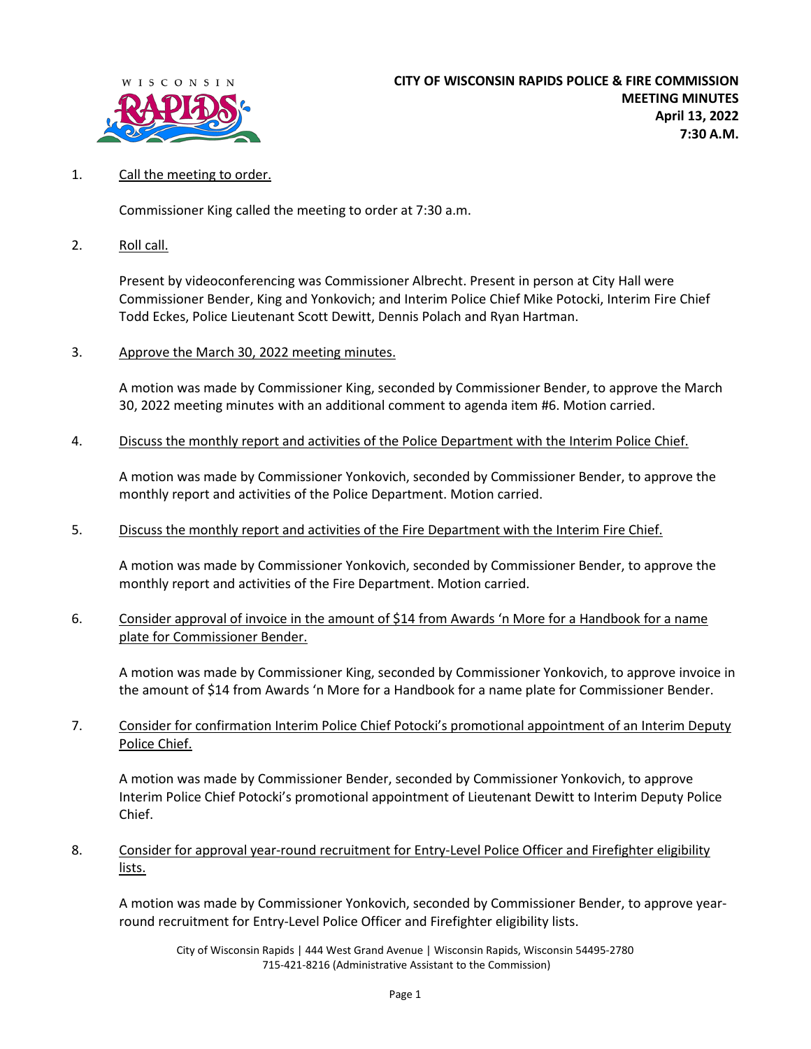WISCONSIN RAPIDS

**CITY OF WISCONSIN RAPIDS POLICE & FIRE COMMISSION**
**MEETING MINUTES**
**April 13, 2022**
**7:30 A.M.**

1. Call the meeting to order.

   Commissioner King called the meeting to order at 7:30 a.m.

2. Roll call.

   Present by videoconferencing was Commissioner Albrecht. Present in person at City Hall were Commissioner Bender, King and Yonkovich; and Interim Police Chief Mike Potocki, Interim Fire Chief Todd Eckes, Police Lieutenant Scott Dewitt, Dennis Polach and Ryan Hartman.

3. Approve the March 30, 2022 meeting minutes.

   A motion was made by Commissioner King, seconded by Commissioner Bender, to approve the March 30, 2022 meeting minutes with an additional comment to agenda item #6. Motion carried.

4. Discuss the monthly report and activities of the Police Department with the Interim Police Chief.

   A motion was made by Commissioner Yonkovich, seconded by Commissioner Bender, to approve the monthly report and activities of the Police Department. Motion carried.

5. Discuss the monthly report and activities of the Fire Department with the Interim Fire Chief.

   A motion was made by Commissioner Yonkovich, seconded by Commissioner Bender, to approve the monthly report and activities of the Fire Department. Motion carried.

6. Consider approval of invoice in the amount of $14 from Awards 'n More for a Handbook for a name plate for Commissioner Bender.

   A motion was made by Commissioner King, seconded by Commissioner Yonkovich, to approve invoice in the amount of $14 from Awards 'n More for a Handbook for a name plate for Commissioner Bender.

7. Consider for confirmation Interim Police Chief Potocki's promotional appointment of an Interim Deputy Police Chief.

   A motion was made by Commissioner Bender, seconded by Commissioner Yonkovich, to approve Interim Police Chief Potocki's promotional appointment of Lieutenant Dewitt to Interim Deputy Police Chief.

8. Consider for approval year-round recruitment for Entry-Level Police Officer and Firefighter eligibility lists.

   A motion was made by Commissioner Yonkovich, seconded by Commissioner Bender, to approve year-round recruitment for Entry-Level Police Officer and Firefighter eligibility lists.

City of Wisconsin Rapids | 444 West Grand Avenue | Wisconsin Rapids, Wisconsin 54495-2780
715-421-8216 (Administrative Assistant to the Commission)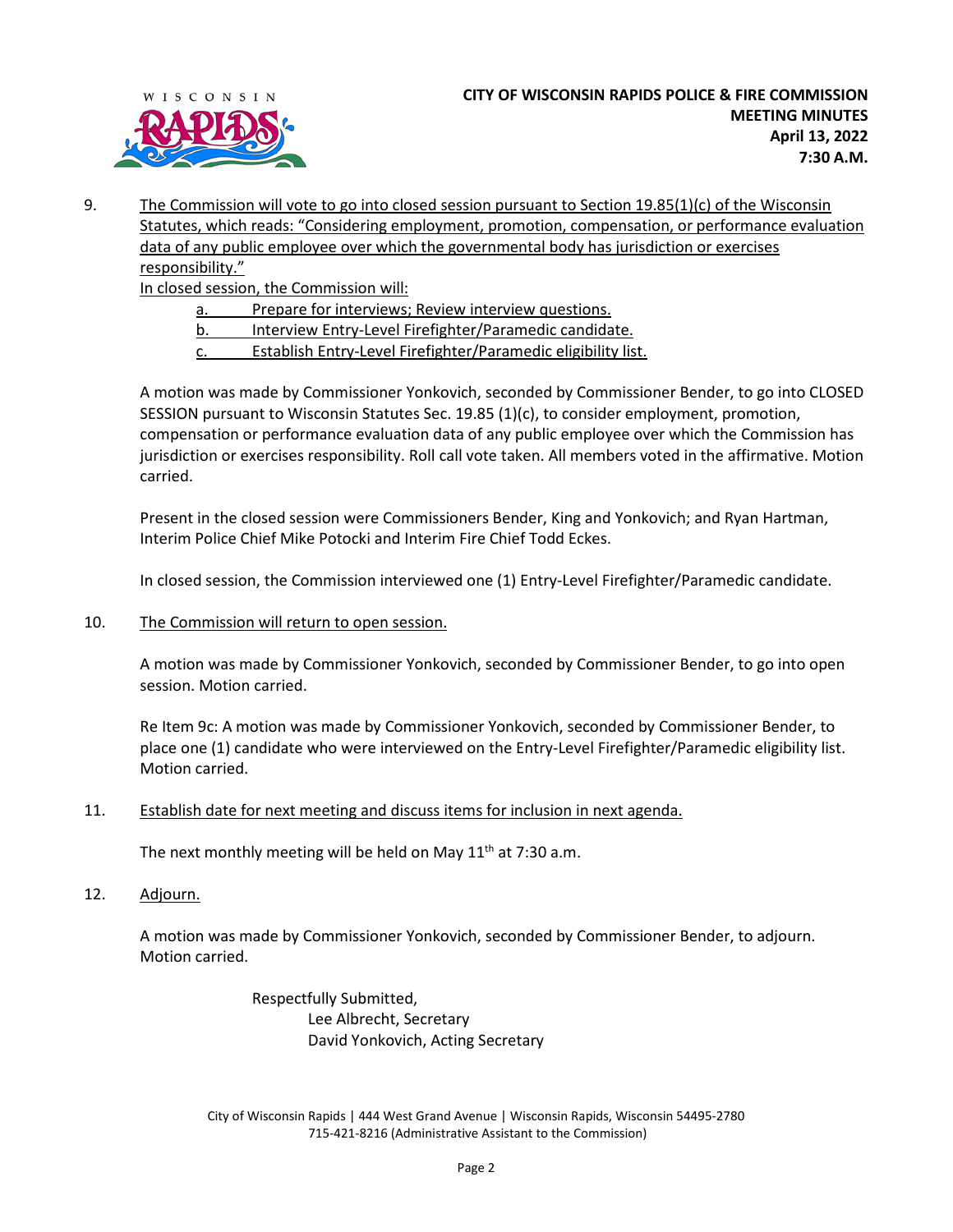9. The Commission will vote to go into closed session pursuant to Section 19.85(1)(c) of the Wisconsin Statutes, which reads: "Considering employment, promotion, compensation, or performance evaluation data of any public employee over which the governmental body has jurisdiction or exercises responsibility."

   In closed session, the Commission will:

   a. Prepare for interviews; Review interview questions.
   b. Interview Entry-Level Firefighter/Paramedic candidate.
   c. Establish Entry-Level Firefighter/Paramedic eligibility list.

   A motion was made by Commissioner Yonkovich, seconded by Commissioner Bender, to go into CLOSED SESSION pursuant to Wisconsin Statutes Sec. 19.85 (1)(c), to consider employment, promotion, compensation or performance evaluation data of any public employee over which the Commission has jurisdiction or exercises responsibility. Roll call vote taken. All members voted in the affirmative. Motion carried.

   Present in the closed session were Commissioners Bender, King and Yonkovich; and Ryan Hartman, Interim Police Chief Mike Potocki and Interim Fire Chief Todd Eckes.

   In closed session, the Commission interviewed one (1) Entry-Level Firefighter/Paramedic candidate.

10. The Commission will return to open session.

    A motion was made by Commissioner Yonkovich, seconded by Commissioner Bender, to go into open session. Motion carried.

    Re Item 9c: A motion was made by Commissioner Yonkovich, seconded by Commissioner Bender, to place one (1) candidate who were interviewed on the Entry-Level Firefighter/Paramedic eligibility list. Motion carried.

11. Establish date for next meeting and discuss items for inclusion in next agenda.

    The next monthly meeting will be held on May 11th at 7:30 a.m.

12. Adjourn.

    A motion was made by Commissioner Yonkovich, seconded by Commissioner Bender, to adjourn. Motion carried.

Respectfully Submitted,
Lee Albrecht, Secretary
David Yonkovich, Acting Secretary

City of Wisconsin Rapids | 444 West Grand Avenue | Wisconsin Rapids, Wisconsin 54495-2780
715-421-8216 (Administrative Assistant to the Commission)